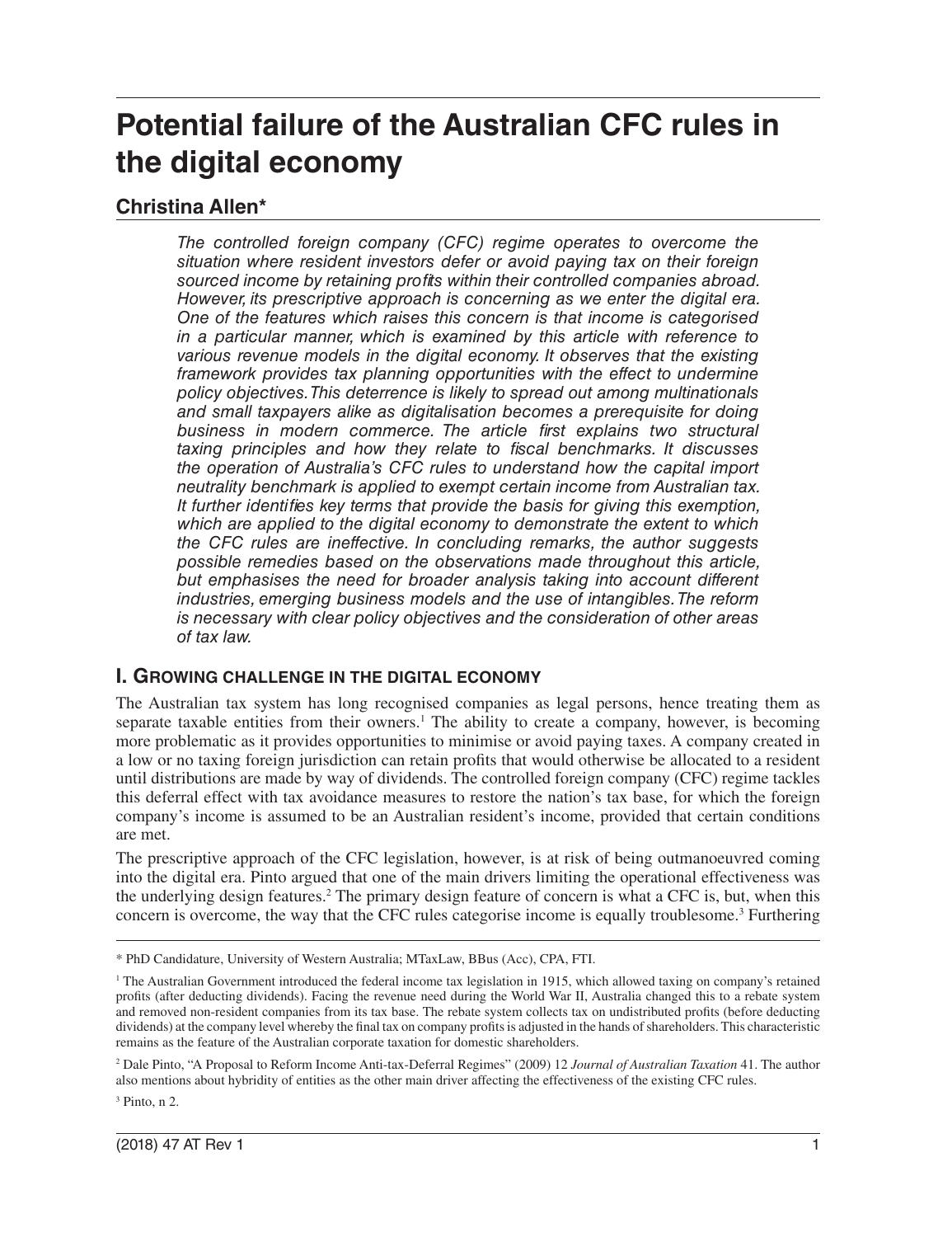# Potential failure of the Australian CFC rules in the digital economy

## Christina Allen*

*The controlled foreign company (CFC) regime operates to overcome the situation where resident investors defer or avoid paying tax on their foreign sourced income by retaining profits within their controlled companies abroad. However, its prescriptive approach is concerning as we enter the digital era. One of the features which raises this concern is that income is categorised in a particular manner, which is examined by this article with reference to various revenue models in the digital economy. It observes that the existing framework provides tax planning opportunities with the effect to undermine policy objectives. This deterrence is likely to spread out among multinationals and small taxpayers alike as digitalisation becomes a prerequisite for doing business in modern commerce. The article first explains two structural taxing principles and how they relate to fiscal benchmarks. It discusses the operation of Australia's CFC rules to understand how the capital import neutrality benchmark is applied to exempt certain income from Australian tax. It further identifies key terms that provide the basis for giving this exemption, which are applied to the digital economy to demonstrate the extent to which the CFC rules are ineffective. In concluding remarks, the author suggests possible remedies based on the observations made throughout this article, but emphasises the need for broader analysis taking into account different industries, emerging business models and the use of intangibles. The reform is necessary with clear policy objectives and the consideration of other areas of tax law.*

### I. Growing challenge in the digital economy

The Australian tax system has long recognised companies as legal persons, hence treating them as separate taxable entities from their owners.[1] The ability to create a company, however, is becoming more problematic as it provides opportunities to minimise or avoid paying taxes. A company created in a low or no taxing foreign jurisdiction can retain profits that would otherwise be allocated to a resident until distributions are made by way of dividends. The controlled foreign company (CFC) regime tackles this deferral effect with tax avoidance measures to restore the nation's tax base, for which the foreign company's income is assumed to be an Australian resident's income, provided that certain conditions are met.

The prescriptive approach of the CFC legislation, however, is at risk of being outmanoeuvred coming into the digital era. Pinto argued that one of the main drivers limiting the operational effectiveness was the underlying design features.[2] The primary design feature of concern is what a CFC is, but, when this concern is overcome, the way that the CFC rules categorise income is equally troublesome.[3] Furthering

---

\* PhD Candidature, University of Western Australia; MTaxLaw, BBus (Acc), CPA, FTI.

[1] The Australian Government introduced the federal income tax legislation in 1915, which allowed taxing on company's retained profits (after deducting dividends). Facing the revenue need during the World War II, Australia changed this to a rebate system and removed non-resident companies from its tax base. The rebate system collects tax on undistributed profits (before deducting dividends) at the company level whereby the final tax on company profits is adjusted in the hands of shareholders. This characteristic remains as the feature of the Australian corporate taxation for domestic shareholders.

[2] Dale Pinto, "A Proposal to Reform Income Anti-tax-Deferral Regimes" (2009) 12 *Journal of Australian Taxation* 41. The author also mentions about hybridity of entities as the other main driver affecting the effectiveness of the existing CFC rules.

[3] Pinto, n 2.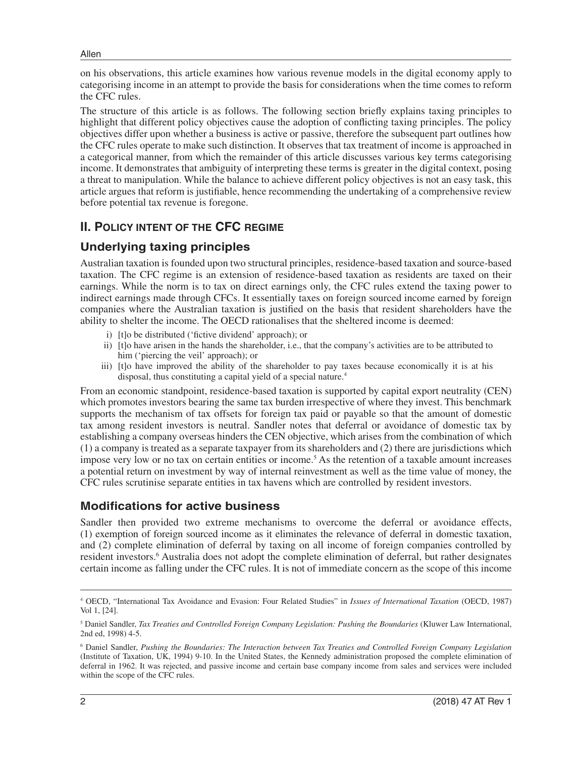on his observations, this article examines how various revenue models in the digital economy apply to categorising income in an attempt to provide the basis for considerations when the time comes to reform the CFC rules.

The structure of this article is as follows. The following section briefly explains taxing principles to highlight that different policy objectives cause the adoption of conflicting taxing principles. The policy objectives differ upon whether a business is active or passive, therefore the subsequent part outlines how the CFC rules operate to make such distinction. It observes that tax treatment of income is approached in a categorical manner, from which the remainder of this article discusses various key terms categorising income. It demonstrates that ambiguity of interpreting these terms is greater in the digital context, posing a threat to manipulation. While the balance to achieve different policy objectives is not an easy task, this article argues that reform is justifiable, hence recommending the undertaking of a comprehensive review before potential tax revenue is foregone.

## II. Policy intent of the CFC regime

### Underlying taxing principles

Australian taxation is founded upon two structural principles, residence-based taxation and source-based taxation. The CFC regime is an extension of residence-based taxation as residents are taxed on their earnings. While the norm is to tax on direct earnings only, the CFC rules extend the taxing power to indirect earnings made through CFCs. It essentially taxes on foreign sourced income earned by foreign companies where the Australian taxation is justified on the basis that resident shareholders have the ability to shelter the income. The OECD rationalises that the sheltered income is deemed:

i) [t]o be distributed ('fictive dividend' approach); or
ii) [t]o have arisen in the hands the shareholder, i.e., that the company's activities are to be attributed to him ('piercing the veil' approach); or
iii) [t]o have improved the ability of the shareholder to pay taxes because economically it is at his disposal, thus constituting a capital yield of a special nature.[4]

From an economic standpoint, residence-based taxation is supported by capital export neutrality (CEN) which promotes investors bearing the same tax burden irrespective of where they invest. This benchmark supports the mechanism of tax offsets for foreign tax paid or payable so that the amount of domestic tax among resident investors is neutral. Sandler notes that deferral or avoidance of domestic tax by establishing a company overseas hinders the CEN objective, which arises from the combination of which (1) a company is treated as a separate taxpayer from its shareholders and (2) there are jurisdictions which impose very low or no tax on certain entities or income.[5] As the retention of a taxable amount increases a potential return on investment by way of internal reinvestment as well as the time value of money, the CFC rules scrutinise separate entities in tax havens which are controlled by resident investors.

### Modifications for active business

Sandler then provided two extreme mechanisms to overcome the deferral or avoidance effects, (1) exemption of foreign sourced income as it eliminates the relevance of deferral in domestic taxation, and (2) complete elimination of deferral by taxing on all income of foreign companies controlled by resident investors.[6] Australia does not adopt the complete elimination of deferral, but rather designates certain income as falling under the CFC rules. It is not of immediate concern as the scope of this income

---

[4] OECD, "International Tax Avoidance and Evasion: Four Related Studies" in *Issues of International Taxation* (OECD, 1987) Vol 1, [24].

[5] Daniel Sandler, *Tax Treaties and Controlled Foreign Company Legislation: Pushing the Boundaries* (Kluwer Law International, 2nd ed, 1998) 4-5.

[6] Daniel Sandler, *Pushing the Boundaries: The Interaction between Tax Treaties and Controlled Foreign Company Legislation* (Institute of Taxation, UK, 1994) 9-10. In the United States, the Kennedy administration proposed the complete elimination of deferral in 1962. It was rejected, and passive income and certain base company income from sales and services were included within the scope of the CFC rules.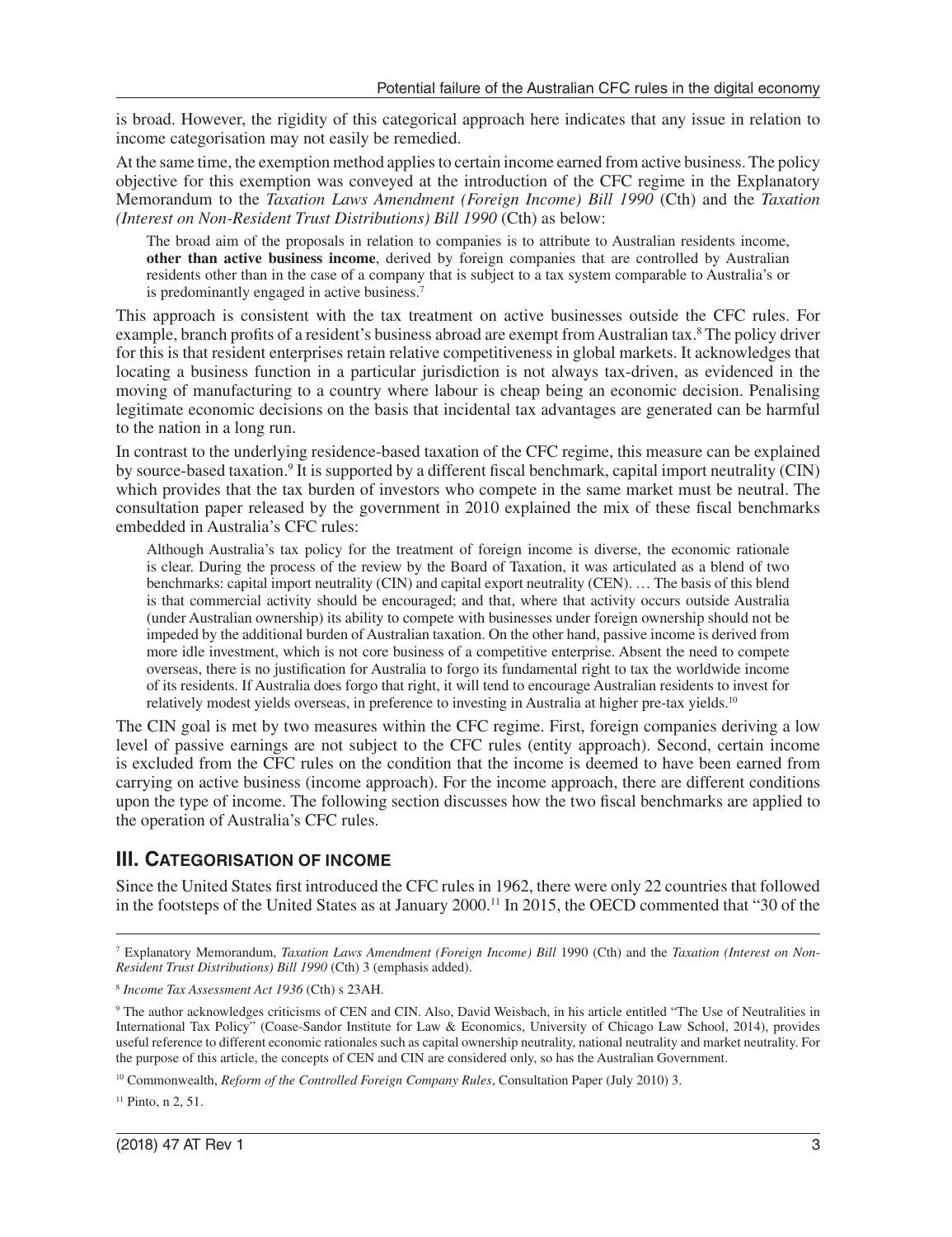is broad. However, the rigidity of this categorical approach here indicates that any issue in relation to income categorisation may not easily be remedied.

At the same time, the exemption method applies to certain income earned from active business. The policy objective for this exemption was conveyed at the introduction of the CFC regime in the Explanatory Memorandum to the *Taxation Laws Amendment (Foreign Income) Bill 1990* (Cth) and the *Taxation (Interest on Non-Resident Trust Distributions) Bill 1990* (Cth) as below:

> The broad aim of the proposals in relation to companies is to attribute to Australian residents income, **other than active business income**, derived by foreign companies that are controlled by Australian residents other than in the case of a company that is subject to a tax system comparable to Australia's or is predominantly engaged in active business.[7]

This approach is consistent with the tax treatment on active businesses outside the CFC rules. For example, branch profits of a resident's business abroad are exempt from Australian tax.[8] The policy driver for this is that resident enterprises retain relative competitiveness in global markets. It acknowledges that locating a business function in a particular jurisdiction is not always tax-driven, as evidenced in the moving of manufacturing to a country where labour is cheap being an economic decision. Penalising legitimate economic decisions on the basis that incidental tax advantages are generated can be harmful to the nation in a long run.

In contrast to the underlying residence-based taxation of the CFC regime, this measure can be explained by source-based taxation.[9] It is supported by a different fiscal benchmark, capital import neutrality (CIN) which provides that the tax burden of investors who compete in the same market must be neutral. The consultation paper released by the government in 2010 explained the mix of these fiscal benchmarks embedded in Australia's CFC rules:

> Although Australia's tax policy for the treatment of foreign income is diverse, the economic rationale is clear. During the process of the review by the Board of Taxation, it was articulated as a blend of two benchmarks: capital import neutrality (CIN) and capital export neutrality (CEN). … The basis of this blend is that commercial activity should be encouraged; and that, where that activity occurs outside Australia (under Australian ownership) its ability to compete with businesses under foreign ownership should not be impeded by the additional burden of Australian taxation. On the other hand, passive income is derived from more idle investment, which is not core business of a competitive enterprise. Absent the need to compete overseas, there is no justification for Australia to forgo its fundamental right to tax the worldwide income of its residents. If Australia does forgo that right, it will tend to encourage Australian residents to invest for relatively modest yields overseas, in preference to investing in Australia at higher pre-tax yields.[10]

The CIN goal is met by two measures within the CFC regime. First, foreign companies deriving a low level of passive earnings are not subject to the CFC rules (entity approach). Second, certain income is excluded from the CFC rules on the condition that the income is deemed to have been earned from carrying on active business (income approach). For the income approach, there are different conditions upon the type of income. The following section discusses how the two fiscal benchmarks are applied to the operation of Australia's CFC rules.

## III. Categorisation of income

Since the United States first introduced the CFC rules in 1962, there were only 22 countries that followed in the footsteps of the United States as at January 2000.[11] In 2015, the OECD commented that "30 of the

---

[7] Explanatory Memorandum, *Taxation Laws Amendment (Foreign Income) Bill* 1990 (Cth) and the *Taxation (Interest on Non-Resident Trust Distributions) Bill 1990* (Cth) 3 (emphasis added).

[8] *Income Tax Assessment Act 1936* (Cth) s 23AH.

[9] The author acknowledges criticisms of CEN and CIN. Also, David Weisbach, in his article entitled "The Use of Neutralities in International Tax Policy" (Coase-Sandor Institute for Law & Economics, University of Chicago Law School, 2014), provides useful reference to different economic rationales such as capital ownership neutrality, national neutrality and market neutrality. For the purpose of this article, the concepts of CEN and CIN are considered only, so has the Australian Government.

[10] Commonwealth, *Reform of the Controlled Foreign Company Rules*, Consultation Paper (July 2010) 3.

[11] Pinto, n 2, 51.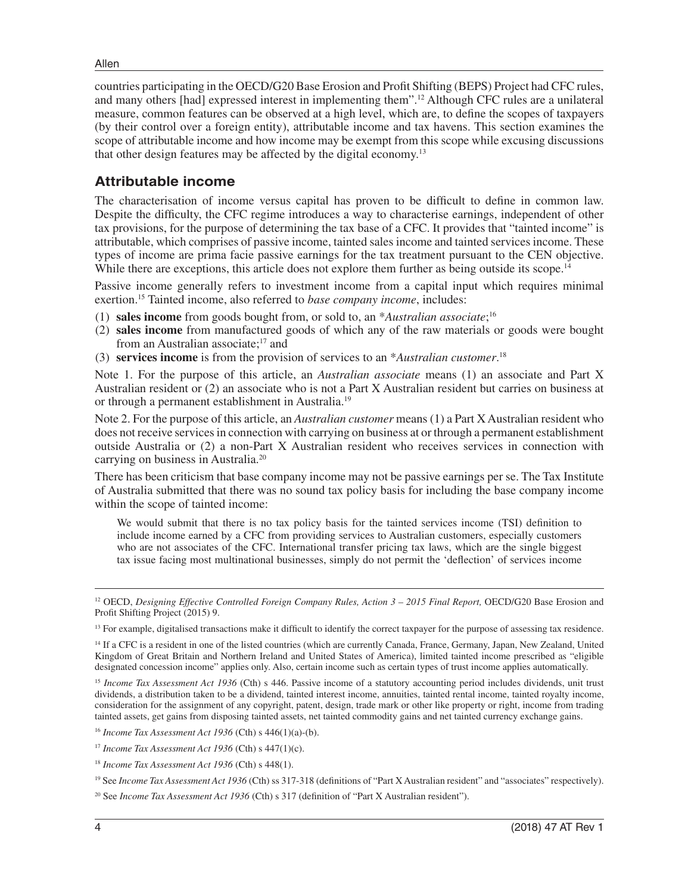countries participating in the OECD/G20 Base Erosion and Profit Shifting (BEPS) Project had CFC rules, and many others [had] expressed interest in implementing them".[12] Although CFC rules are a unilateral measure, common features can be observed at a high level, which are, to define the scopes of taxpayers (by their control over a foreign entity), attributable income and tax havens. This section examines the scope of attributable income and how income may be exempt from this scope while excusing discussions that other design features may be affected by the digital economy.[13]

## Attributable income

The characterisation of income versus capital has proven to be difficult to define in common law. Despite the difficulty, the CFC regime introduces a way to characterise earnings, independent of other tax provisions, for the purpose of determining the tax base of a CFC. It provides that "tainted income" is attributable, which comprises of passive income, tainted sales income and tainted services income. These types of income are prima facie passive earnings for the tax treatment pursuant to the CEN objective. While there are exceptions, this article does not explore them further as being outside its scope.[14]

Passive income generally refers to investment income from a capital input which requires minimal exertion.[15] Tainted income, also referred to *base company income*, includes:

(1) **sales income** from goods bought from, or sold to, an **Australian associate*;[16]
(2) **sales income** from manufactured goods of which any of the raw materials or goods were bought from an Australian associate;[17] and
(3) **services income** is from the provision of services to an **Australian customer*.[18]

Note 1. For the purpose of this article, an *Australian associate* means (1) an associate and Part X Australian resident or (2) an associate who is not a Part X Australian resident but carries on business at or through a permanent establishment in Australia.[19]

Note 2. For the purpose of this article, an *Australian customer* means (1) a Part X Australian resident who does not receive services in connection with carrying on business at or through a permanent establishment outside Australia or (2) a non-Part X Australian resident who receives services in connection with carrying on business in Australia.[20]

There has been criticism that base company income may not be passive earnings per se. The Tax Institute of Australia submitted that there was no sound tax policy basis for including the base company income within the scope of tainted income:

> We would submit that there is no tax policy basis for the tainted services income (TSI) definition to include income earned by a CFC from providing services to Australian customers, especially customers who are not associates of the CFC. International transfer pricing tax laws, which are the single biggest tax issue facing most multinational businesses, simply do not permit the 'deflection' of services income

---

[12] OECD, *Designing Effective Controlled Foreign Company Rules, Action 3 – 2015 Final Report,* OECD/G20 Base Erosion and Profit Shifting Project (2015) 9.

[13] For example, digitalised transactions make it difficult to identify the correct taxpayer for the purpose of assessing tax residence.

[14] If a CFC is a resident in one of the listed countries (which are currently Canada, France, Germany, Japan, New Zealand, United Kingdom of Great Britain and Northern Ireland and United States of America), limited tainted income prescribed as "eligible designated concession income" applies only. Also, certain income such as certain types of trust income applies automatically.

[15] *Income Tax Assessment Act 1936* (Cth) s 446. Passive income of a statutory accounting period includes dividends, unit trust dividends, a distribution taken to be a dividend, tainted interest income, annuities, tainted rental income, tainted royalty income, consideration for the assignment of any copyright, patent, design, trade mark or other like property or right, income from trading tainted assets, get gains from disposing tainted assets, net tainted commodity gains and net tainted currency exchange gains.

[16] *Income Tax Assessment Act 1936* (Cth) s 446(1)(a)-(b).

[17] *Income Tax Assessment Act 1936* (Cth) s 447(1)(c).

[18] *Income Tax Assessment Act 1936* (Cth) s 448(1).

[19] See *Income Tax Assessment Act 1936* (Cth) ss 317-318 (definitions of "Part X Australian resident" and "associates" respectively).

[20] See *Income Tax Assessment Act 1936* (Cth) s 317 (definition of "Part X Australian resident").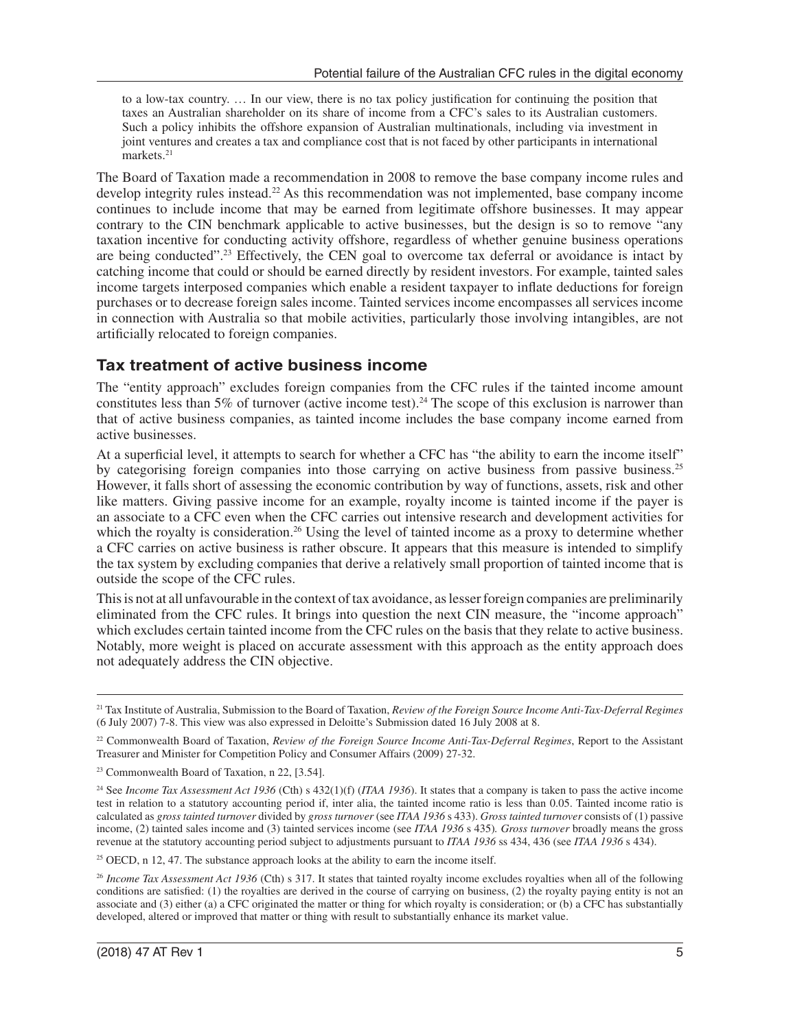to a low-tax country. … In our view, there is no tax policy justification for continuing the position that taxes an Australian shareholder on its share of income from a CFC's sales to its Australian customers. Such a policy inhibits the offshore expansion of Australian multinationals, including via investment in joint ventures and creates a tax and compliance cost that is not faced by other participants in international markets.[21]

The Board of Taxation made a recommendation in 2008 to remove the base company income rules and develop integrity rules instead.[22] As this recommendation was not implemented, base company income continues to include income that may be earned from legitimate offshore businesses. It may appear contrary to the CIN benchmark applicable to active businesses, but the design is so to remove "any taxation incentive for conducting activity offshore, regardless of whether genuine business operations are being conducted".[23] Effectively, the CEN goal to overcome tax deferral or avoidance is intact by catching income that could or should be earned directly by resident investors. For example, tainted sales income targets interposed companies which enable a resident taxpayer to inflate deductions for foreign purchases or to decrease foreign sales income. Tainted services income encompasses all services income in connection with Australia so that mobile activities, particularly those involving intangibles, are not artificially relocated to foreign companies.

## Tax treatment of active business income

The "entity approach" excludes foreign companies from the CFC rules if the tainted income amount constitutes less than 5% of turnover (active income test).[24] The scope of this exclusion is narrower than that of active business companies, as tainted income includes the base company income earned from active businesses.

At a superficial level, it attempts to search for whether a CFC has "the ability to earn the income itself" by categorising foreign companies into those carrying on active business from passive business.[25] However, it falls short of assessing the economic contribution by way of functions, assets, risk and other like matters. Giving passive income for an example, royalty income is tainted income if the payer is an associate to a CFC even when the CFC carries out intensive research and development activities for which the royalty is consideration.[26] Using the level of tainted income as a proxy to determine whether a CFC carries on active business is rather obscure. It appears that this measure is intended to simplify the tax system by excluding companies that derive a relatively small proportion of tainted income that is outside the scope of the CFC rules.

This is not at all unfavourable in the context of tax avoidance, as lesser foreign companies are preliminarily eliminated from the CFC rules. It brings into question the next CIN measure, the "income approach" which excludes certain tainted income from the CFC rules on the basis that they relate to active business. Notably, more weight is placed on accurate assessment with this approach as the entity approach does not adequately address the CIN objective.

---

[21] Tax Institute of Australia, Submission to the Board of Taxation, *Review of the Foreign Source Income Anti-Tax-Deferral Regimes* (6 July 2007) 7-8. This view was also expressed in Deloitte's Submission dated 16 July 2008 at 8.

[22] Commonwealth Board of Taxation, *Review of the Foreign Source Income Anti-Tax-Deferral Regimes*, Report to the Assistant Treasurer and Minister for Competition Policy and Consumer Affairs (2009) 27-32.

[23] Commonwealth Board of Taxation, n 22, [3.54].

[24] See *Income Tax Assessment Act 1936* (Cth) s 432(1)(f) (*ITAA 1936*). It states that a company is taken to pass the active income test in relation to a statutory accounting period if, inter alia, the tainted income ratio is less than 0.05. Tainted income ratio is calculated as *gross tainted turnover* divided by *gross turnover* (see *ITAA 1936* s 433). *Gross tainted turnover* consists of (1) passive income, (2) tainted sales income and (3) tainted services income (see *ITAA 1936* s 435). *Gross turnover* broadly means the gross revenue at the statutory accounting period subject to adjustments pursuant to *ITAA 1936* ss 434, 436 (see *ITAA 1936* s 434).

[25] OECD, n 12, 47. The substance approach looks at the ability to earn the income itself.

[26] *Income Tax Assessment Act 1936* (Cth) s 317. It states that tainted royalty income excludes royalties when all of the following conditions are satisfied: (1) the royalties are derived in the course of carrying on business, (2) the royalty paying entity is not an associate and (3) either (a) a CFC originated the matter or thing for which royalty is consideration; or (b) a CFC has substantially developed, altered or improved that matter or thing with result to substantially enhance its market value.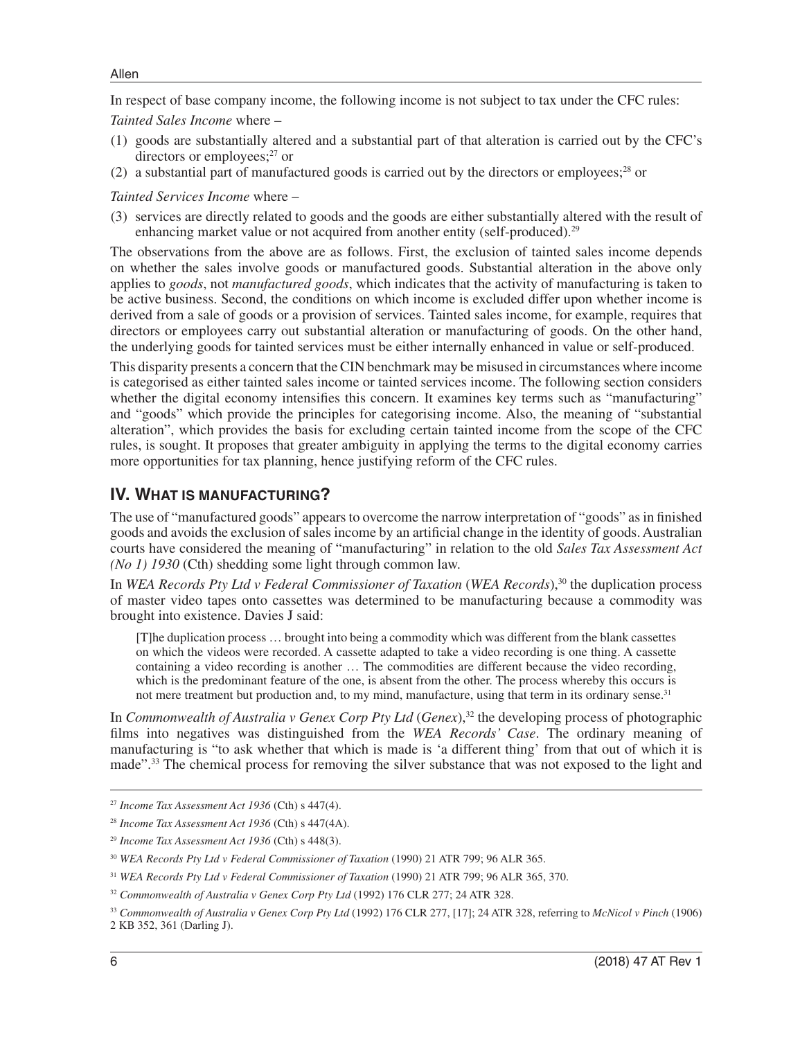In respect of base company income, the following income is not subject to tax under the CFC rules:

*Tainted Sales Income* where –

(1) goods are substantially altered and a substantial part of that alteration is carried out by the CFC's directors or employees;[27] or
(2) a substantial part of manufactured goods is carried out by the directors or employees;[28] or

*Tainted Services Income* where –

(3) services are directly related to goods and the goods are either substantially altered with the result of enhancing market value or not acquired from another entity (self-produced).[29]

The observations from the above are as follows. First, the exclusion of tainted sales income depends on whether the sales involve goods or manufactured goods. Substantial alteration in the above only applies to *goods*, not *manufactured goods*, which indicates that the activity of manufacturing is taken to be active business. Second, the conditions on which income is excluded differ upon whether income is derived from a sale of goods or a provision of services. Tainted sales income, for example, requires that directors or employees carry out substantial alteration or manufacturing of goods. On the other hand, the underlying goods for tainted services must be either internally enhanced in value or self-produced.

This disparity presents a concern that the CIN benchmark may be misused in circumstances where income is categorised as either tainted sales income or tainted services income. The following section considers whether the digital economy intensifies this concern. It examines key terms such as "manufacturing" and "goods" which provide the principles for categorising income. Also, the meaning of "substantial alteration", which provides the basis for excluding certain tainted income from the scope of the CFC rules, is sought. It proposes that greater ambiguity in applying the terms to the digital economy carries more opportunities for tax planning, hence justifying reform of the CFC rules.

## IV. What is manufacturing?

The use of "manufactured goods" appears to overcome the narrow interpretation of "goods" as in finished goods and avoids the exclusion of sales income by an artificial change in the identity of goods. Australian courts have considered the meaning of "manufacturing" in relation to the old *Sales Tax Assessment Act (No 1) 1930* (Cth) shedding some light through common law.

In *WEA Records Pty Ltd v Federal Commissioner of Taxation* (*WEA Records*),[30] the duplication process of master video tapes onto cassettes was determined to be manufacturing because a commodity was brought into existence. Davies J said:

> [T]he duplication process … brought into being a commodity which was different from the blank cassettes on which the videos were recorded. A cassette adapted to take a video recording is one thing. A cassette containing a video recording is another … The commodities are different because the video recording, which is the predominant feature of the one, is absent from the other. The process whereby this occurs is not mere treatment but production and, to my mind, manufacture, using that term in its ordinary sense.[31]

In *Commonwealth of Australia v Genex Corp Pty Ltd* (*Genex*),[32] the developing process of photographic films into negatives was distinguished from the *WEA Records' Case*. The ordinary meaning of manufacturing is "to ask whether that which is made is 'a different thing' from that out of which it is made".[33] The chemical process for removing the silver substance that was not exposed to the light and

---

[27] *Income Tax Assessment Act 1936* (Cth) s 447(4).

[28] *Income Tax Assessment Act 1936* (Cth) s 447(4A).

[29] *Income Tax Assessment Act 1936* (Cth) s 448(3).

[30] *WEA Records Pty Ltd v Federal Commissioner of Taxation* (1990) 21 ATR 799; 96 ALR 365.

[31] *WEA Records Pty Ltd v Federal Commissioner of Taxation* (1990) 21 ATR 799; 96 ALR 365, 370.

[32] *Commonwealth of Australia v Genex Corp Pty Ltd* (1992) 176 CLR 277; 24 ATR 328.

[33] *Commonwealth of Australia v Genex Corp Pty Ltd* (1992) 176 CLR 277, [17]; 24 ATR 328, referring to *McNicol v Pinch* (1906) 2 KB 352, 361 (Darling J).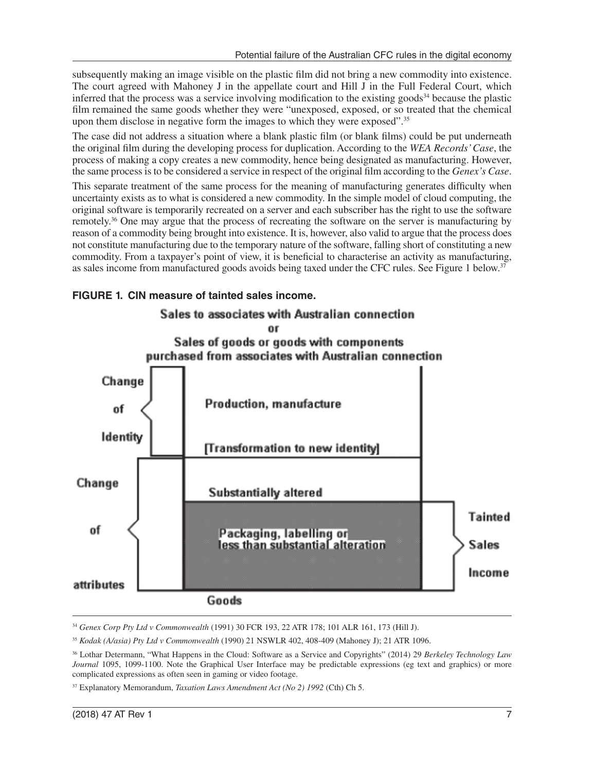subsequently making an image visible on the plastic film did not bring a new commodity into existence. The court agreed with Mahoney J in the appellate court and Hill J in the Full Federal Court, which inferred that the process was a service involving modification to the existing goods[34] because the plastic film remained the same goods whether they were "unexposed, exposed, or so treated that the chemical upon them disclose in negative form the images to which they were exposed".[35]

The case did not address a situation where a blank plastic film (or blank films) could be put underneath the original film during the developing process for duplication. According to the *WEA Records' Case*, the process of making a copy creates a new commodity, hence being designated as manufacturing. However, the same process is to be considered a service in respect of the original film according to the *Genex's Case*.

This separate treatment of the same process for the meaning of manufacturing generates difficulty when uncertainty exists as to what is considered a new commodity. In the simple model of cloud computing, the original software is temporarily recreated on a server and each subscriber has the right to use the software remotely.[36] One may argue that the process of recreating the software on the server is manufacturing by reason of a commodity being brought into existence. It is, however, also valid to argue that the process does not constitute manufacturing due to the temporary nature of the software, falling short of constituting a new commodity. From a taxpayer's point of view, it is beneficial to characterise an activity as manufacturing, as sales income from manufactured goods avoids being taxed under the CFC rules. See Figure 1 below.[37]

**FIGURE 1. CIN measure of tainted sales income.**

Sales to associates with Australian connection
or
Sales of goods or goods with components purchased from associates with Australian connection

Change of Identity — Production, manufacture [Transformation to new identity]

Change of attributes — Substantially altered; Packaging, labelling or less than substantial alteration

Tainted Sales Income

Goods

---

[34] *Genex Corp Pty Ltd v Commonwealth* (1991) 30 FCR 193, 22 ATR 178; 101 ALR 161, 173 (Hill J).

[35] *Kodak (A/asia) Pty Ltd v Commonwealth* (1990) 21 NSWLR 402, 408-409 (Mahoney J); 21 ATR 1096.

[36] Lothar Determann, "What Happens in the Cloud: Software as a Service and Copyrights" (2014) 29 *Berkeley Technology Law Journal* 1095, 1099-1100. Note the Graphical User Interface may be predictable expressions (eg text and graphics) or more complicated expressions as often seen in gaming or video footage.

[37] Explanatory Memorandum, *Taxation Laws Amendment Act (No 2) 1992* (Cth) Ch 5.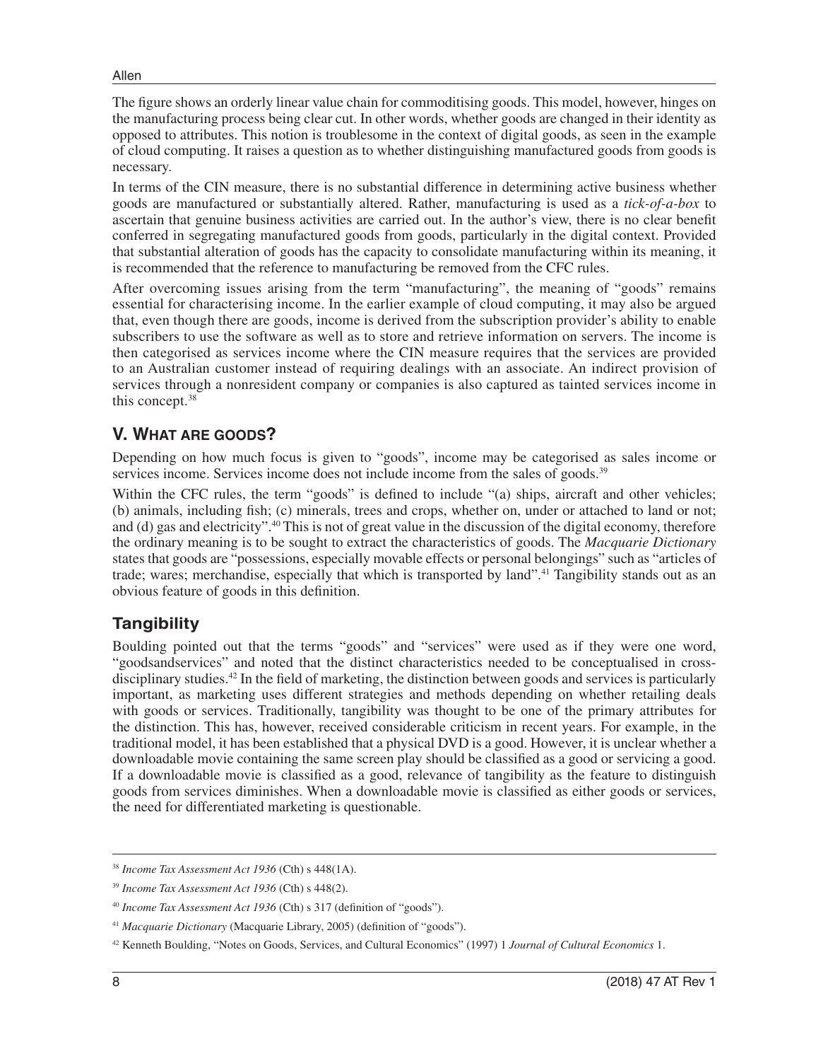The figure shows an orderly linear value chain for commoditising goods. This model, however, hinges on the manufacturing process being clear cut. In other words, whether goods are changed in their identity as opposed to attributes. This notion is troublesome in the context of digital goods, as seen in the example of cloud computing. It raises a question as to whether distinguishing manufactured goods from goods is necessary.

In terms of the CIN measure, there is no substantial difference in determining active business whether goods are manufactured or substantially altered. Rather, manufacturing is used as a *tick-of-a-box* to ascertain that genuine business activities are carried out. In the author's view, there is no clear benefit conferred in segregating manufactured goods from goods, particularly in the digital context. Provided that substantial alteration of goods has the capacity to consolidate manufacturing within its meaning, it is recommended that the reference to manufacturing be removed from the CFC rules.

After overcoming issues arising from the term "manufacturing", the meaning of "goods" remains essential for characterising income. In the earlier example of cloud computing, it may also be argued that, even though there are goods, income is derived from the subscription provider's ability to enable subscribers to use the software as well as to store and retrieve information on servers. The income is then categorised as services income where the CIN measure requires that the services are provided to an Australian customer instead of requiring dealings with an associate. An indirect provision of services through a nonresident company or companies is also captured as tainted services income in this concept.[38]

## V. What are goods?

Depending on how much focus is given to "goods", income may be categorised as sales income or services income. Services income does not include income from the sales of goods.[39]

Within the CFC rules, the term "goods" is defined to include "(a) ships, aircraft and other vehicles; (b) animals, including fish; (c) minerals, trees and crops, whether on, under or attached to land or not; and (d) gas and electricity".[40] This is not of great value in the discussion of the digital economy, therefore the ordinary meaning is to be sought to extract the characteristics of goods. The *Macquarie Dictionary* states that goods are "possessions, especially movable effects or personal belongings" such as "articles of trade; wares; merchandise, especially that which is transported by land".[41] Tangibility stands out as an obvious feature of goods in this definition.

### Tangibility

Boulding pointed out that the terms "goods" and "services" were used as if they were one word, "goodsandservices" and noted that the distinct characteristics needed to be conceptualised in cross-disciplinary studies.[42] In the field of marketing, the distinction between goods and services is particularly important, as marketing uses different strategies and methods depending on whether retailing deals with goods or services. Traditionally, tangibility was thought to be one of the primary attributes for the distinction. This has, however, received considerable criticism in recent years. For example, in the traditional model, it has been established that a physical DVD is a good. However, it is unclear whether a downloadable movie containing the same screen play should be classified as a good or servicing a good. If a downloadable movie is classified as a good, relevance of tangibility as the feature to distinguish goods from services diminishes. When a downloadable movie is classified as either goods or services, the need for differentiated marketing is questionable.

---

[38] *Income Tax Assessment Act 1936* (Cth) s 448(1A).

[39] *Income Tax Assessment Act 1936* (Cth) s 448(2).

[40] *Income Tax Assessment Act 1936* (Cth) s 317 (definition of "goods").

[41] *Macquarie Dictionary* (Macquarie Library, 2005) (definition of "goods").

[42] Kenneth Boulding, "Notes on Goods, Services, and Cultural Economics" (1997) 1 *Journal of Cultural Economics* 1.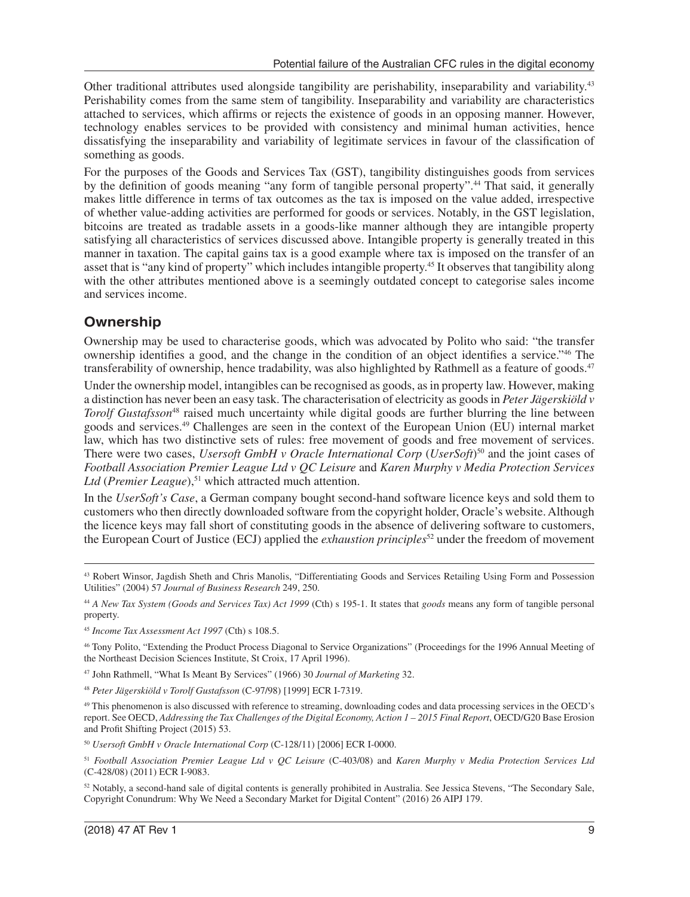Other traditional attributes used alongside tangibility are perishability, inseparability and variability.[43] Perishability comes from the same stem of tangibility. Inseparability and variability are characteristics attached to services, which affirms or rejects the existence of goods in an opposing manner. However, technology enables services to be provided with consistency and minimal human activities, hence dissatisfying the inseparability and variability of legitimate services in favour of the classification of something as goods.

For the purposes of the Goods and Services Tax (GST), tangibility distinguishes goods from services by the definition of goods meaning "any form of tangible personal property".[44] That said, it generally makes little difference in terms of tax outcomes as the tax is imposed on the value added, irrespective of whether value-adding activities are performed for goods or services. Notably, in the GST legislation, bitcoins are treated as tradable assets in a goods-like manner although they are intangible property satisfying all characteristics of services discussed above. Intangible property is generally treated in this manner in taxation. The capital gains tax is a good example where tax is imposed on the transfer of an asset that is "any kind of property" which includes intangible property.[45] It observes that tangibility along with the other attributes mentioned above is a seemingly outdated concept to categorise sales income and services income.

## Ownership

Ownership may be used to characterise goods, which was advocated by Polito who said: "the transfer ownership identifies a good, and the change in the condition of an object identifies a service."[46] The transferability of ownership, hence tradability, was also highlighted by Rathmell as a feature of goods.[47]

Under the ownership model, intangibles can be recognised as goods, as in property law. However, making a distinction has never been an easy task. The characterisation of electricity as goods in *Peter Jägerskiöld v Torolf Gustafsson*[48] raised much uncertainty while digital goods are further blurring the line between goods and services.[49] Challenges are seen in the context of the European Union (EU) internal market law, which has two distinctive sets of rules: free movement of goods and free movement of services. There were two cases, *Usersoft GmbH v Oracle International Corp* (*UserSoft*)[50] and the joint cases of *Football Association Premier League Ltd v QC Leisure* and *Karen Murphy v Media Protection Services Ltd* (*Premier League*),[51] which attracted much attention.

In the *UserSoft's Case*, a German company bought second-hand software licence keys and sold them to customers who then directly downloaded software from the copyright holder, Oracle's website. Although the licence keys may fall short of constituting goods in the absence of delivering software to customers, the European Court of Justice (ECJ) applied the *exhaustion principles*[52] under the freedom of movement

---

[43] Robert Winsor, Jagdish Sheth and Chris Manolis, "Differentiating Goods and Services Retailing Using Form and Possession Utilities" (2004) 57 *Journal of Business Research* 249, 250.

[44] *A New Tax System (Goods and Services Tax) Act 1999* (Cth) s 195-1. It states that *goods* means any form of tangible personal property.

[45] *Income Tax Assessment Act 1997* (Cth) s 108.5.

[46] Tony Polito, "Extending the Product Process Diagonal to Service Organizations" (Proceedings for the 1996 Annual Meeting of the Northeast Decision Sciences Institute, St Croix, 17 April 1996).

[47] John Rathmell, "What Is Meant By Services" (1966) 30 *Journal of Marketing* 32.

[48] *Peter Jägerskiöld v Torolf Gustafsson* (C-97/98) [1999] ECR I-7319.

[49] This phenomenon is also discussed with reference to streaming, downloading codes and data processing services in the OECD's report. See OECD, *Addressing the Tax Challenges of the Digital Economy, Action 1 – 2015 Final Report*, OECD/G20 Base Erosion and Profit Shifting Project (2015) 53.

[50] *Usersoft GmbH v Oracle International Corp* (C-128/11) [2006] ECR I-0000.

[51] *Football Association Premier League Ltd v QC Leisure* (C-403/08) and *Karen Murphy v Media Protection Services Ltd* (C-428/08) (2011) ECR I-9083.

[52] Notably, a second-hand sale of digital contents is generally prohibited in Australia. See Jessica Stevens, "The Secondary Sale, Copyright Conundrum: Why We Need a Secondary Market for Digital Content" (2016) 26 AIPJ 179.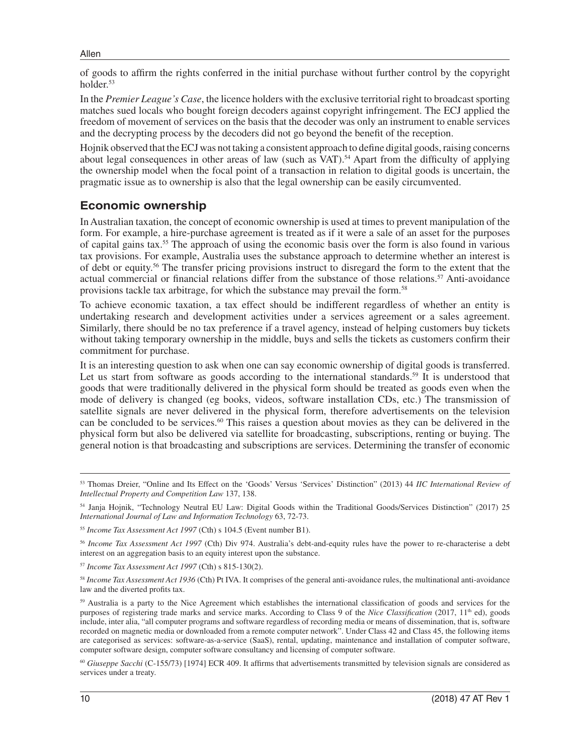of goods to affirm the rights conferred in the initial purchase without further control by the copyright holder.[53]

In the *Premier League's Case*, the licence holders with the exclusive territorial right to broadcast sporting matches sued locals who bought foreign decoders against copyright infringement. The ECJ applied the freedom of movement of services on the basis that the decoder was only an instrument to enable services and the decrypting process by the decoders did not go beyond the benefit of the reception.

Hojnik observed that the ECJ was not taking a consistent approach to define digital goods, raising concerns about legal consequences in other areas of law (such as VAT).[54] Apart from the difficulty of applying the ownership model when the focal point of a transaction in relation to digital goods is uncertain, the pragmatic issue as to ownership is also that the legal ownership can be easily circumvented.

## Economic ownership

In Australian taxation, the concept of economic ownership is used at times to prevent manipulation of the form. For example, a hire-purchase agreement is treated as if it were a sale of an asset for the purposes of capital gains tax.[55] The approach of using the economic basis over the form is also found in various tax provisions. For example, Australia uses the substance approach to determine whether an interest is of debt or equity.[56] The transfer pricing provisions instruct to disregard the form to the extent that the actual commercial or financial relations differ from the substance of those relations.[57] Anti-avoidance provisions tackle tax arbitrage, for which the substance may prevail the form.[58]

To achieve economic taxation, a tax effect should be indifferent regardless of whether an entity is undertaking research and development activities under a services agreement or a sales agreement. Similarly, there should be no tax preference if a travel agency, instead of helping customers buy tickets without taking temporary ownership in the middle, buys and sells the tickets as customers confirm their commitment for purchase.

It is an interesting question to ask when one can say economic ownership of digital goods is transferred. Let us start from software as goods according to the international standards.[59] It is understood that goods that were traditionally delivered in the physical form should be treated as goods even when the mode of delivery is changed (eg books, videos, software installation CDs, etc.) The transmission of satellite signals are never delivered in the physical form, therefore advertisements on the television can be concluded to be services.[60] This raises a question about movies as they can be delivered in the physical form but also be delivered via satellite for broadcasting, subscriptions, renting or buying. The general notion is that broadcasting and subscriptions are services. Determining the transfer of economic

---

[53] Thomas Dreier, "Online and Its Effect on the 'Goods' Versus 'Services' Distinction" (2013) 44 *IIC International Review of Intellectual Property and Competition Law* 137, 138.

[54] Janja Hojnik, "Technology Neutral EU Law: Digital Goods within the Traditional Goods/Services Distinction" (2017) 25 *International Journal of Law and Information Technology* 63, 72-73.

[55] *Income Tax Assessment Act 1997* (Cth) s 104.5 (Event number B1).

[56] *Income Tax Assessment Act 1997* (Cth) Div 974. Australia's debt-and-equity rules have the power to re-characterise a debt interest on an aggregation basis to an equity interest upon the substance.

[57] *Income Tax Assessment Act 1997* (Cth) s 815-130(2).

[58] *Income Tax Assessment Act 1936* (Cth) Pt IVA. It comprises of the general anti-avoidance rules, the multinational anti-avoidance law and the diverted profits tax.

[59] Australia is a party to the Nice Agreement which establishes the international classification of goods and services for the purposes of registering trade marks and service marks. According to Class 9 of the *Nice Classification* (2017, 11th ed), goods include, inter alia, "all computer programs and software regardless of recording media or means of dissemination, that is, software recorded on magnetic media or downloaded from a remote computer network". Under Class 42 and Class 45, the following items are categorised as services: software-as-a-service (SaaS), rental, updating, maintenance and installation of computer software, computer software design, computer software consultancy and licensing of computer software.

[60] *Giuseppe Sacchi* (C-155/73) [1974] ECR 409. It affirms that advertisements transmitted by television signals are considered as services under a treaty.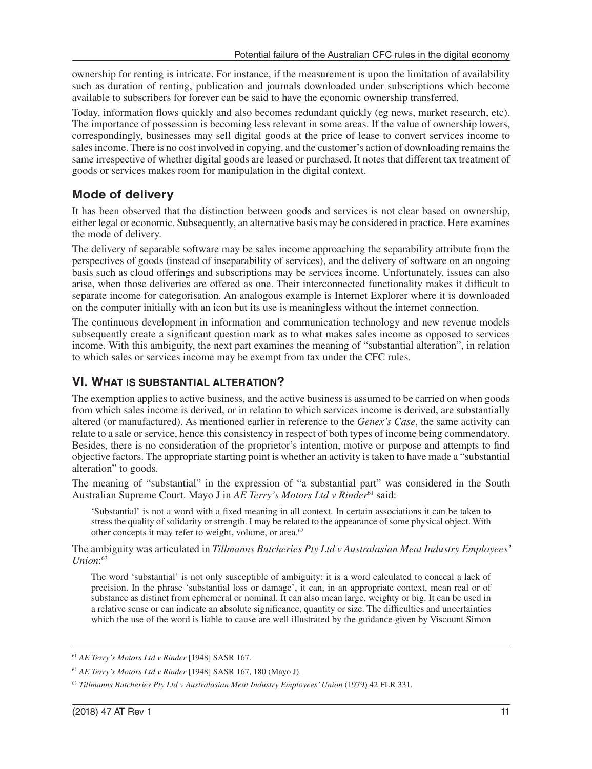ownership for renting is intricate. For instance, if the measurement is upon the limitation of availability such as duration of renting, publication and journals downloaded under subscriptions which become available to subscribers for forever can be said to have the economic ownership transferred.

Today, information flows quickly and also becomes redundant quickly (eg news, market research, etc). The importance of possession is becoming less relevant in some areas. If the value of ownership lowers, correspondingly, businesses may sell digital goods at the price of lease to convert services income to sales income. There is no cost involved in copying, and the customer's action of downloading remains the same irrespective of whether digital goods are leased or purchased. It notes that different tax treatment of goods or services makes room for manipulation in the digital context.

### Mode of delivery

It has been observed that the distinction between goods and services is not clear based on ownership, either legal or economic. Subsequently, an alternative basis may be considered in practice. Here examines the mode of delivery.

The delivery of separable software may be sales income approaching the separability attribute from the perspectives of goods (instead of inseparability of services), and the delivery of software on an ongoing basis such as cloud offerings and subscriptions may be services income. Unfortunately, issues can also arise, when those deliveries are offered as one. Their interconnected functionality makes it difficult to separate income for categorisation. An analogous example is Internet Explorer where it is downloaded on the computer initially with an icon but its use is meaningless without the internet connection.

The continuous development in information and communication technology and new revenue models subsequently create a significant question mark as to what makes sales income as opposed to services income. With this ambiguity, the next part examines the meaning of "substantial alteration", in relation to which sales or services income may be exempt from tax under the CFC rules.

## VI. What is substantial alteration?

The exemption applies to active business, and the active business is assumed to be carried on when goods from which sales income is derived, or in relation to which services income is derived, are substantially altered (or manufactured). As mentioned earlier in reference to the *Genex's Case*, the same activity can relate to a sale or service, hence this consistency in respect of both types of income being commendatory. Besides, there is no consideration of the proprietor's intention, motive or purpose and attempts to find objective factors. The appropriate starting point is whether an activity is taken to have made a "substantial alteration" to goods.

The meaning of "substantial" in the expression of "a substantial part" was considered in the South Australian Supreme Court. Mayo J in *AE Terry's Motors Ltd v Rinder*[61] said:

> 'Substantial' is not a word with a fixed meaning in all context. In certain associations it can be taken to stress the quality of solidarity or strength. I may be related to the appearance of some physical object. With other concepts it may refer to weight, volume, or area.[62]

The ambiguity was articulated in *Tillmanns Butcheries Pty Ltd v Australasian Meat Industry Employees' Union*:[63]

> The word 'substantial' is not only susceptible of ambiguity: it is a word calculated to conceal a lack of precision. In the phrase 'substantial loss or damage', it can, in an appropriate context, mean real or of substance as distinct from ephemeral or nominal. It can also mean large, weighty or big. It can be used in a relative sense or can indicate an absolute significance, quantity or size. The difficulties and uncertainties which the use of the word is liable to cause are well illustrated by the guidance given by Viscount Simon

---

[61] *AE Terry's Motors Ltd v Rinder* [1948] SASR 167.

[62] *AE Terry's Motors Ltd v Rinder* [1948] SASR 167, 180 (Mayo J).

[63] *Tillmanns Butcheries Pty Ltd v Australasian Meat Industry Employees' Union* (1979) 42 FLR 331.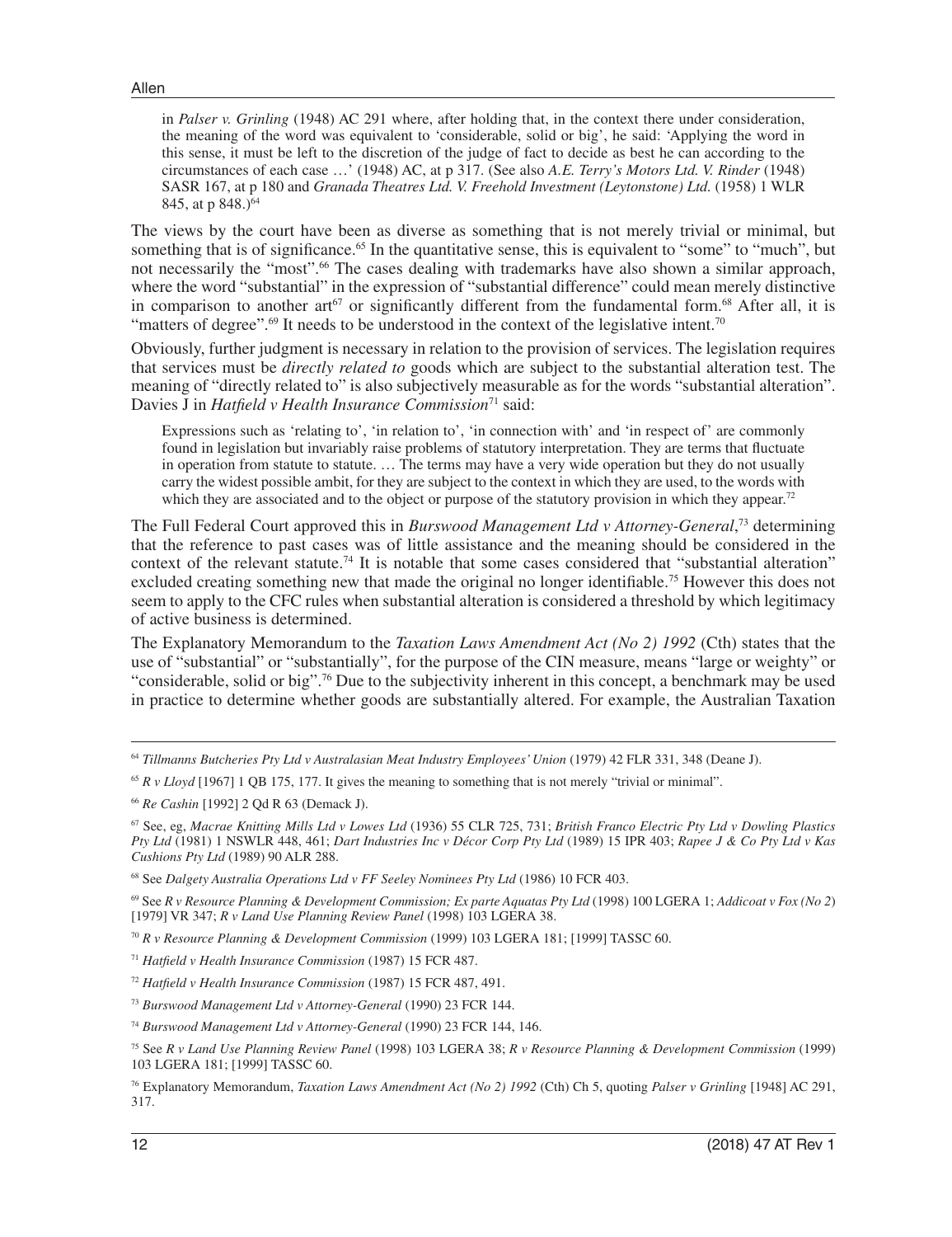> in *Palser v. Grinling* (1948) AC 291 where, after holding that, in the context there under consideration, the meaning of the word was equivalent to 'considerable, solid or big', he said: 'Applying the word in this sense, it must be left to the discretion of the judge of fact to decide as best he can according to the circumstances of each case …' (1948) AC, at p 317. (See also *A.E. Terry's Motors Ltd. V. Rinder* (1948) SASR 167, at p 180 and *Granada Theatres Ltd. V. Freehold Investment (Leytonstone) Ltd.* (1958) 1 WLR 845, at p 848.)[64]

The views by the court have been as diverse as something that is not merely trivial or minimal, but something that is of significance.[65] In the quantitative sense, this is equivalent to "some" to "much", but not necessarily the "most".[66] The cases dealing with trademarks have also shown a similar approach, where the word "substantial" in the expression of "substantial difference" could mean merely distinctive in comparison to another art[67] or significantly different from the fundamental form.[68] After all, it is "matters of degree".[69] It needs to be understood in the context of the legislative intent.[70]

Obviously, further judgment is necessary in relation to the provision of services. The legislation requires that services must be *directly related to* goods which are subject to the substantial alteration test. The meaning of "directly related to" is also subjectively measurable as for the words "substantial alteration". Davies J in *Hatfield v Health Insurance Commission*[71] said:

> Expressions such as 'relating to', 'in relation to', 'in connection with' and 'in respect of' are commonly found in legislation but invariably raise problems of statutory interpretation. They are terms that fluctuate in operation from statute to statute. … The terms may have a very wide operation but they do not usually carry the widest possible ambit, for they are subject to the context in which they are used, to the words with which they are associated and to the object or purpose of the statutory provision in which they appear.[72]

The Full Federal Court approved this in *Burswood Management Ltd v Attorney-General*,[73] determining that the reference to past cases was of little assistance and the meaning should be considered in the context of the relevant statute.[74] It is notable that some cases considered that "substantial alteration" excluded creating something new that made the original no longer identifiable.[75] However this does not seem to apply to the CFC rules when substantial alteration is considered a threshold by which legitimacy of active business is determined.

The Explanatory Memorandum to the *Taxation Laws Amendment Act (No 2) 1992* (Cth) states that the use of "substantial" or "substantially", for the purpose of the CIN measure, means "large or weighty" or "considerable, solid or big".[76] Due to the subjectivity inherent in this concept, a benchmark may be used in practice to determine whether goods are substantially altered. For example, the Australian Taxation

---

[64] *Tillmanns Butcheries Pty Ltd v Australasian Meat Industry Employees' Union* (1979) 42 FLR 331, 348 (Deane J).

[65] *R v Lloyd* [1967] 1 QB 175, 177. It gives the meaning to something that is not merely "trivial or minimal".

[66] *Re Cashin* [1992] 2 Qd R 63 (Demack J).

[67] See, eg, *Macrae Knitting Mills Ltd v Lowes Ltd* (1936) 55 CLR 725, 731; *British Franco Electric Pty Ltd v Dowling Plastics Pty Ltd* (1981) 1 NSWLR 448, 461; *Dart Industries Inc v Décor Corp Pty Ltd* (1989) 15 IPR 403; *Rapee J & Co Pty Ltd v Kas Cushions Pty Ltd* (1989) 90 ALR 288.

[68] See *Dalgety Australia Operations Ltd v FF Seeley Nominees Pty Ltd* (1986) 10 FCR 403.

[69] See *R v Resource Planning & Development Commission; Ex parte Aquatas Pty Ltd* (1998) 100 LGERA 1; *Addicoat v Fox (No 2)* [1979] VR 347; *R v Land Use Planning Review Panel* (1998) 103 LGERA 38.

[70] *R v Resource Planning & Development Commission* (1999) 103 LGERA 181; [1999] TASSC 60.

[71] *Hatfield v Health Insurance Commission* (1987) 15 FCR 487.

[72] *Hatfield v Health Insurance Commission* (1987) 15 FCR 487, 491.

[73] *Burswood Management Ltd v Attorney-General* (1990) 23 FCR 144.

[74] *Burswood Management Ltd v Attorney-General* (1990) 23 FCR 144, 146.

[75] See *R v Land Use Planning Review Panel* (1998) 103 LGERA 38; *R v Resource Planning & Development Commission* (1999) 103 LGERA 181; [1999] TASSC 60.

[76] Explanatory Memorandum, *Taxation Laws Amendment Act (No 2) 1992* (Cth) Ch 5, quoting *Palser v Grinling* [1948] AC 291, 317.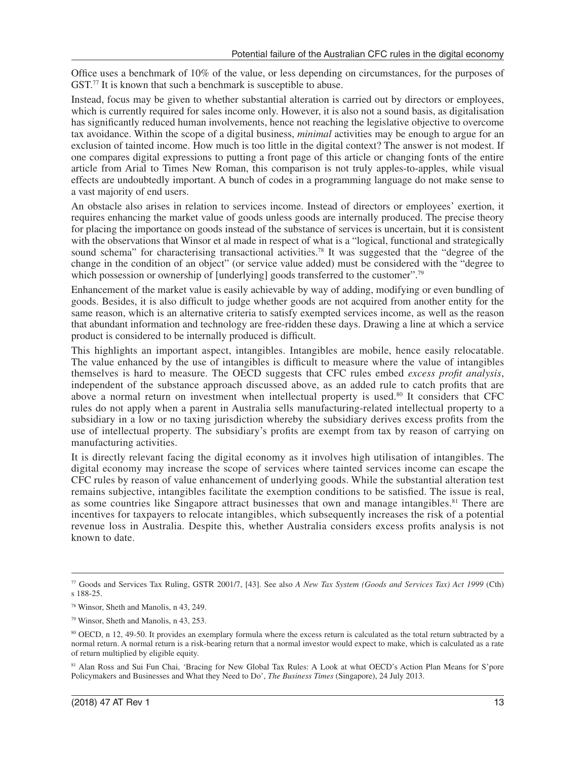Office uses a benchmark of 10% of the value, or less depending on circumstances, for the purposes of GST.[77] It is known that such a benchmark is susceptible to abuse.

Instead, focus may be given to whether substantial alteration is carried out by directors or employees, which is currently required for sales income only. However, it is also not a sound basis, as digitalisation has significantly reduced human involvements, hence not reaching the legislative objective to overcome tax avoidance. Within the scope of a digital business, *minimal* activities may be enough to argue for an exclusion of tainted income. How much is too little in the digital context? The answer is not modest. If one compares digital expressions to putting a front page of this article or changing fonts of the entire article from Arial to Times New Roman, this comparison is not truly apples-to-apples, while visual effects are undoubtedly important. A bunch of codes in a programming language do not make sense to a vast majority of end users.

An obstacle also arises in relation to services income. Instead of directors or employees' exertion, it requires enhancing the market value of goods unless goods are internally produced. The precise theory for placing the importance on goods instead of the substance of services is uncertain, but it is consistent with the observations that Winsor et al made in respect of what is a "logical, functional and strategically sound schema" for characterising transactional activities.[78] It was suggested that the "degree of the change in the condition of an object" (or service value added) must be considered with the "degree to which possession or ownership of [underlying] goods transferred to the customer".[79]

Enhancement of the market value is easily achievable by way of adding, modifying or even bundling of goods. Besides, it is also difficult to judge whether goods are not acquired from another entity for the same reason, which is an alternative criteria to satisfy exempted services income, as well as the reason that abundant information and technology are free-ridden these days. Drawing a line at which a service product is considered to be internally produced is difficult.

This highlights an important aspect, intangibles. Intangibles are mobile, hence easily relocatable. The value enhanced by the use of intangibles is difficult to measure where the value of intangibles themselves is hard to measure. The OECD suggests that CFC rules embed *excess profit analysis*, independent of the substance approach discussed above, as an added rule to catch profits that are above a normal return on investment when intellectual property is used.[80] It considers that CFC rules do not apply when a parent in Australia sells manufacturing-related intellectual property to a subsidiary in a low or no taxing jurisdiction whereby the subsidiary derives excess profits from the use of intellectual property. The subsidiary's profits are exempt from tax by reason of carrying on manufacturing activities.

It is directly relevant facing the digital economy as it involves high utilisation of intangibles. The digital economy may increase the scope of services where tainted services income can escape the CFC rules by reason of value enhancement of underlying goods. While the substantial alteration test remains subjective, intangibles facilitate the exemption conditions to be satisfied. The issue is real, as some countries like Singapore attract businesses that own and manage intangibles.[81] There are incentives for taxpayers to relocate intangibles, which subsequently increases the risk of a potential revenue loss in Australia. Despite this, whether Australia considers excess profits analysis is not known to date.

---

[77] Goods and Services Tax Ruling, GSTR 2001/7, [43]. See also *A New Tax System (Goods and Services Tax) Act 1999* (Cth) s 188-25.

[78] Winsor, Sheth and Manolis, n 43, 249.

[79] Winsor, Sheth and Manolis, n 43, 253.

[80] OECD, n 12, 49-50. It provides an exemplary formula where the excess return is calculated as the total return subtracted by a normal return. A normal return is a risk-bearing return that a normal investor would expect to make, which is calculated as a rate of return multiplied by eligible equity.

[81] Alan Ross and Sui Fun Chai, 'Bracing for New Global Tax Rules: A Look at what OECD's Action Plan Means for S'pore Policymakers and Businesses and What they Need to Do', *The Business Times* (Singapore), 24 July 2013.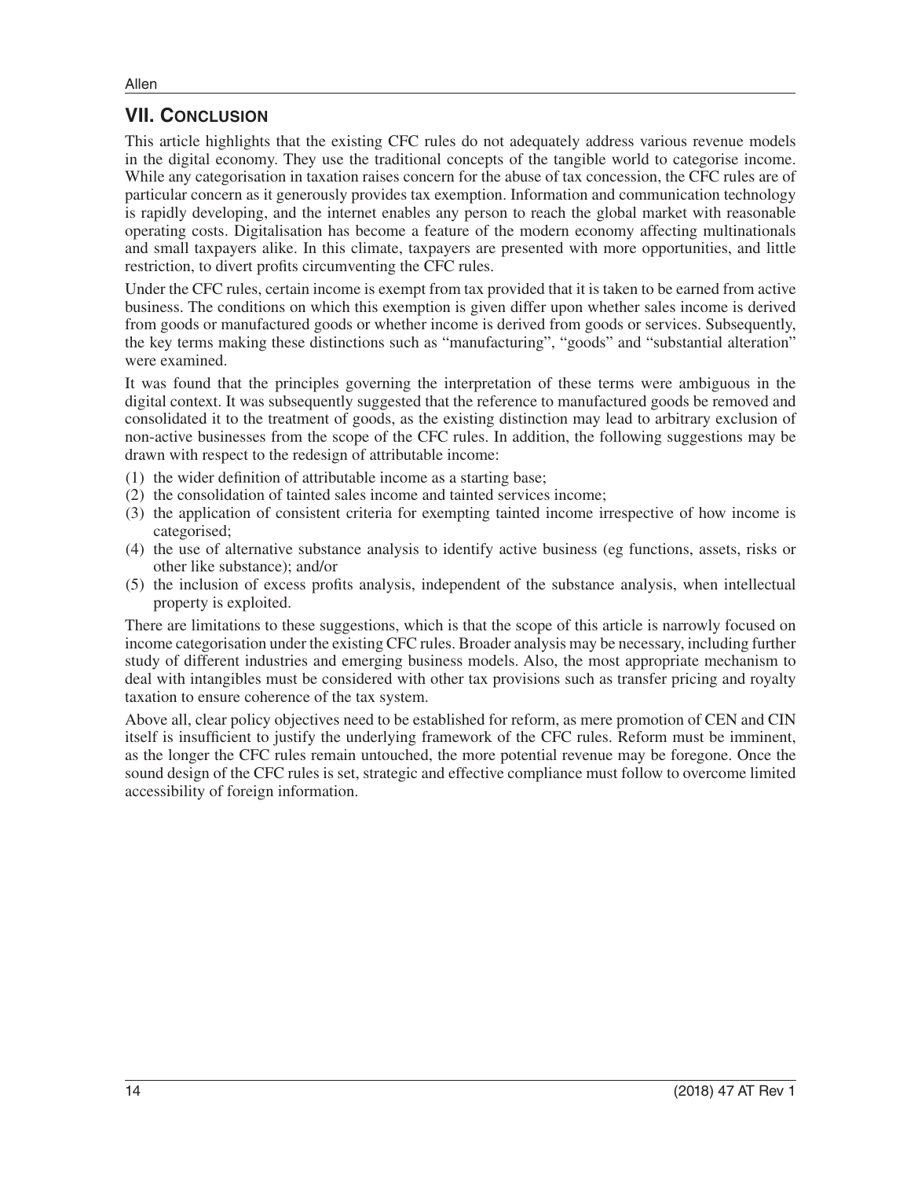## VII. Conclusion

This article highlights that the existing CFC rules do not adequately address various revenue models in the digital economy. They use the traditional concepts of the tangible world to categorise income. While any categorisation in taxation raises concern for the abuse of tax concession, the CFC rules are of particular concern as it generously provides tax exemption. Information and communication technology is rapidly developing, and the internet enables any person to reach the global market with reasonable operating costs. Digitalisation has become a feature of the modern economy affecting multinationals and small taxpayers alike. In this climate, taxpayers are presented with more opportunities, and little restriction, to divert profits circumventing the CFC rules.

Under the CFC rules, certain income is exempt from tax provided that it is taken to be earned from active business. The conditions on which this exemption is given differ upon whether sales income is derived from goods or manufactured goods or whether income is derived from goods or services. Subsequently, the key terms making these distinctions such as "manufacturing", "goods" and "substantial alteration" were examined.

It was found that the principles governing the interpretation of these terms were ambiguous in the digital context. It was subsequently suggested that the reference to manufactured goods be removed and consolidated it to the treatment of goods, as the existing distinction may lead to arbitrary exclusion of non-active businesses from the scope of the CFC rules. In addition, the following suggestions may be drawn with respect to the redesign of attributable income:

(1) the wider definition of attributable income as a starting base;
(2) the consolidation of tainted sales income and tainted services income;
(3) the application of consistent criteria for exempting tainted income irrespective of how income is categorised;
(4) the use of alternative substance analysis to identify active business (eg functions, assets, risks or other like substance); and/or
(5) the inclusion of excess profits analysis, independent of the substance analysis, when intellectual property is exploited.

There are limitations to these suggestions, which is that the scope of this article is narrowly focused on income categorisation under the existing CFC rules. Broader analysis may be necessary, including further study of different industries and emerging business models. Also, the most appropriate mechanism to deal with intangibles must be considered with other tax provisions such as transfer pricing and royalty taxation to ensure coherence of the tax system.

Above all, clear policy objectives need to be established for reform, as mere promotion of CEN and CIN itself is insufficient to justify the underlying framework of the CFC rules. Reform must be imminent, as the longer the CFC rules remain untouched, the more potential revenue may be foregone. Once the sound design of the CFC rules is set, strategic and effective compliance must follow to overcome limited accessibility of foreign information.